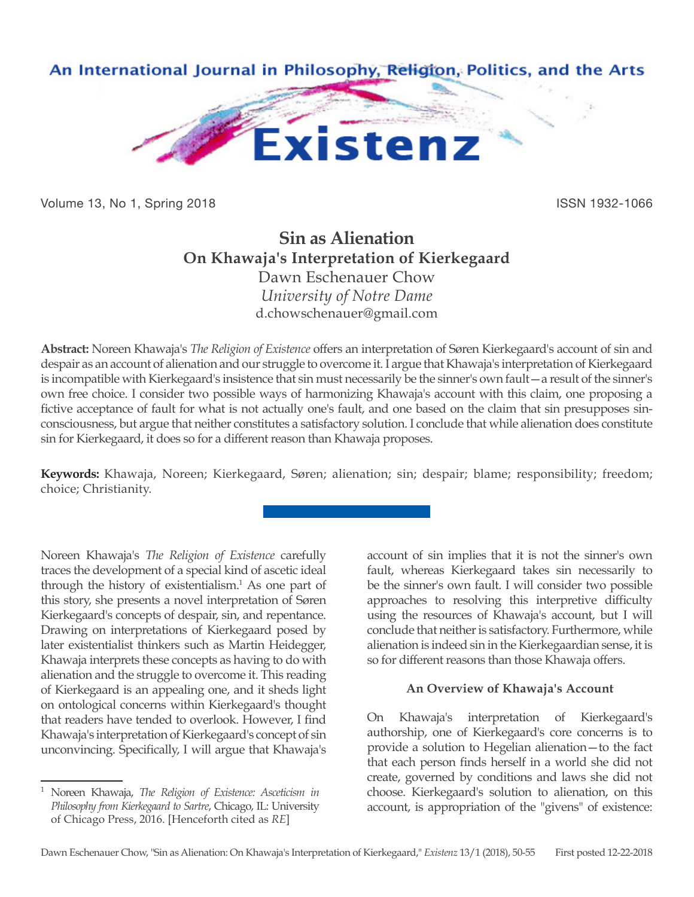# Sin as Alienation

## On Khawaja's Interpretation of Kierkegaard

Dawn Eschenauer Chow
*University of Notre Dame*
d.chowschenauer@gmail.com

**Abstract:** Noreen Khawaja's *The Religion of Existence* offers an interpretation of Søren Kierkegaard's account of sin and despair as an account of alienation and our struggle to overcome it. I argue that Khawaja's interpretation of Kierkegaard is incompatible with Kierkegaard's insistence that sin must necessarily be the sinner's own fault—a result of the sinner's own free choice. I consider two possible ways of harmonizing Khawaja's account with this claim, one proposing a fictive acceptance of fault for what is not actually one's fault, and one based on the claim that sin presupposes sin-consciousness, but argue that neither constitutes a satisfactory solution. I conclude that while alienation does constitute sin for Kierkegaard, it does so for a different reason than Khawaja proposes.

**Keywords:** Khawaja, Noreen; Kierkegaard, Søren; alienation; sin; despair; blame; responsibility; freedom; choice; Christianity.

Noreen Khawaja's *The Religion of Existence* carefully traces the development of a special kind of ascetic ideal through the history of existentialism.[1] As one part of this story, she presents a novel interpretation of Søren Kierkegaard's concepts of despair, sin, and repentance. Drawing on interpretations of Kierkegaard posed by later existentialist thinkers such as Martin Heidegger, Khawaja interprets these concepts as having to do with alienation and the struggle to overcome it. This reading of Kierkegaard is an appealing one, and it sheds light on ontological concerns within Kierkegaard's thought that readers have tended to overlook. However, I find Khawaja's interpretation of Kierkegaard's concept of sin unconvincing. Specifically, I will argue that Khawaja's account of sin implies that it is not the sinner's own fault, whereas Kierkegaard takes sin necessarily to be the sinner's own fault. I will consider two possible approaches to resolving this interpretive difficulty using the resources of Khawaja's account, but I will conclude that neither is satisfactory. Furthermore, while alienation is indeed sin in the Kierkegaardian sense, it is so for different reasons than those Khawaja offers.

### An Overview of Khawaja's Account

On Khawaja's interpretation of Kierkegaard's authorship, one of Kierkegaard's core concerns is to provide a solution to Hegelian alienation—to the fact that each person finds herself in a world she did not create, governed by conditions and laws she did not choose. Kierkegaard's solution to alienation, on this account, is appropriation of the "givens" of existence:

[1] Noreen Khawaja, *The Religion of Existence: Asceticism in Philosophy from Kierkegaard to Sartre*, Chicago, IL: University of Chicago Press, 2016. [Henceforth cited as *RE*]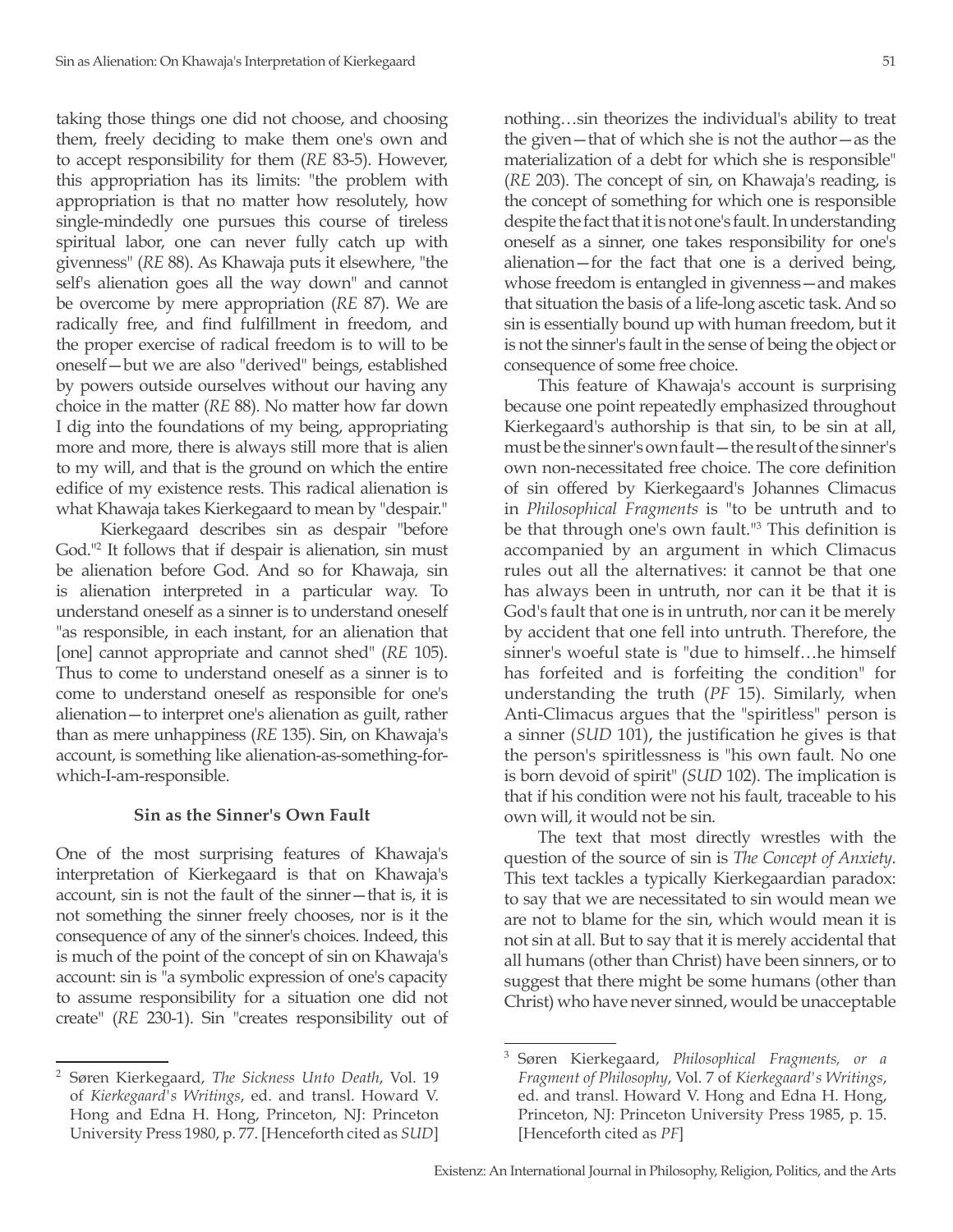taking those things one did not choose, and choosing them, freely deciding to make them one's own and to accept responsibility for them (*RE* 83-5). However, this appropriation has its limits: "the problem with appropriation is that no matter how resolutely, how single-mindedly one pursues this course of tireless spiritual labor, one can never fully catch up with givenness" (*RE* 88). As Khawaja puts it elsewhere, "the self's alienation goes all the way down" and cannot be overcome by mere appropriation (*RE* 87). We are radically free, and find fulfillment in freedom, and the proper exercise of radical freedom is to will to be oneself—but we are also "derived" beings, established by powers outside ourselves without our having any choice in the matter (*RE* 88). No matter how far down I dig into the foundations of my being, appropriating more and more, there is always still more that is alien to my will, and that is the ground on which the entire edifice of my existence rests. This radical alienation is what Khawaja takes Kierkegaard to mean by "despair."

Kierkegaard describes sin as despair "before God."[2] It follows that if despair is alienation, sin must be alienation before God. And so for Khawaja, sin is alienation interpreted in a particular way. To understand oneself as a sinner is to understand oneself "as responsible, in each instant, for an alienation that [one] cannot appropriate and cannot shed" (*RE* 105). Thus to come to understand oneself as a sinner is to come to understand oneself as responsible for one's alienation—to interpret one's alienation as guilt, rather than as mere unhappiness (*RE* 135). Sin, on Khawaja's account, is something like alienation-as-something-for-which-I-am-responsible.

### Sin as the Sinner's Own Fault

One of the most surprising features of Khawaja's interpretation of Kierkegaard is that on Khawaja's account, sin is not the fault of the sinner—that is, it is not something the sinner freely chooses, nor is it the consequence of any of the sinner's choices. Indeed, this is much of the point of the concept of sin on Khawaja's account: sin is "a symbolic expression of one's capacity to assume responsibility for a situation one did not create" (*RE* 230-1). Sin "creates responsibility out of nothing…sin theorizes the individual's ability to treat the given—that of which she is not the author—as the materialization of a debt for which she is responsible" (*RE* 203). The concept of sin, on Khawaja's reading, is the concept of something for which one is responsible despite the fact that it is not one's fault. In understanding oneself as a sinner, one takes responsibility for one's alienation—for the fact that one is a derived being, whose freedom is entangled in givenness—and makes that situation the basis of a life-long ascetic task. And so sin is essentially bound up with human freedom, but it is not the sinner's fault in the sense of being the object or consequence of some free choice.

This feature of Khawaja's account is surprising because one point repeatedly emphasized throughout Kierkegaard's authorship is that sin, to be sin at all, must be the sinner's own fault—the result of the sinner's own non-necessitated free choice. The core definition of sin offered by Kierkegaard's Johannes Climacus in *Philosophical Fragments* is "to be untruth and to be that through one's own fault."[3] This definition is accompanied by an argument in which Climacus rules out all the alternatives: it cannot be that one has always been in untruth, nor can it be that it is God's fault that one is in untruth, nor can it be merely by accident that one fell into untruth. Therefore, the sinner's woeful state is "due to himself…he himself has forfeited and is forfeiting the condition" for understanding the truth (*PF* 15). Similarly, when Anti-Climacus argues that the "spiritless" person is a sinner (*SUD* 101), the justification he gives is that the person's spiritlessness is "his own fault. No one is born devoid of spirit" (*SUD* 102). The implication is that if his condition were not his fault, traceable to his own will, it would not be sin.

The text that most directly wrestles with the question of the source of sin is *The Concept of Anxiety*. This text tackles a typically Kierkegaardian paradox: to say that we are necessitated to sin would mean we are not to blame for the sin, which would mean it is not sin at all. But to say that it is merely accidental that all humans (other than Christ) have been sinners, or to suggest that there might be some humans (other than Christ) who have never sinned, would be unacceptable

---

[2] Søren Kierkegaard, *The Sickness Unto Death*, Vol. 19 of *Kierkegaard's Writings*, ed. and transl. Howard V. Hong and Edna H. Hong, Princeton, NJ: Princeton University Press 1980, p. 77. [Henceforth cited as *SUD*]

[3] Søren Kierkegaard, *Philosophical Fragments, or a Fragment of Philosophy*, Vol. 7 of *Kierkegaard's Writings*, ed. and transl. Howard V. Hong and Edna H. Hong, Princeton, NJ: Princeton University Press 1985, p. 15. [Henceforth cited as *PF*]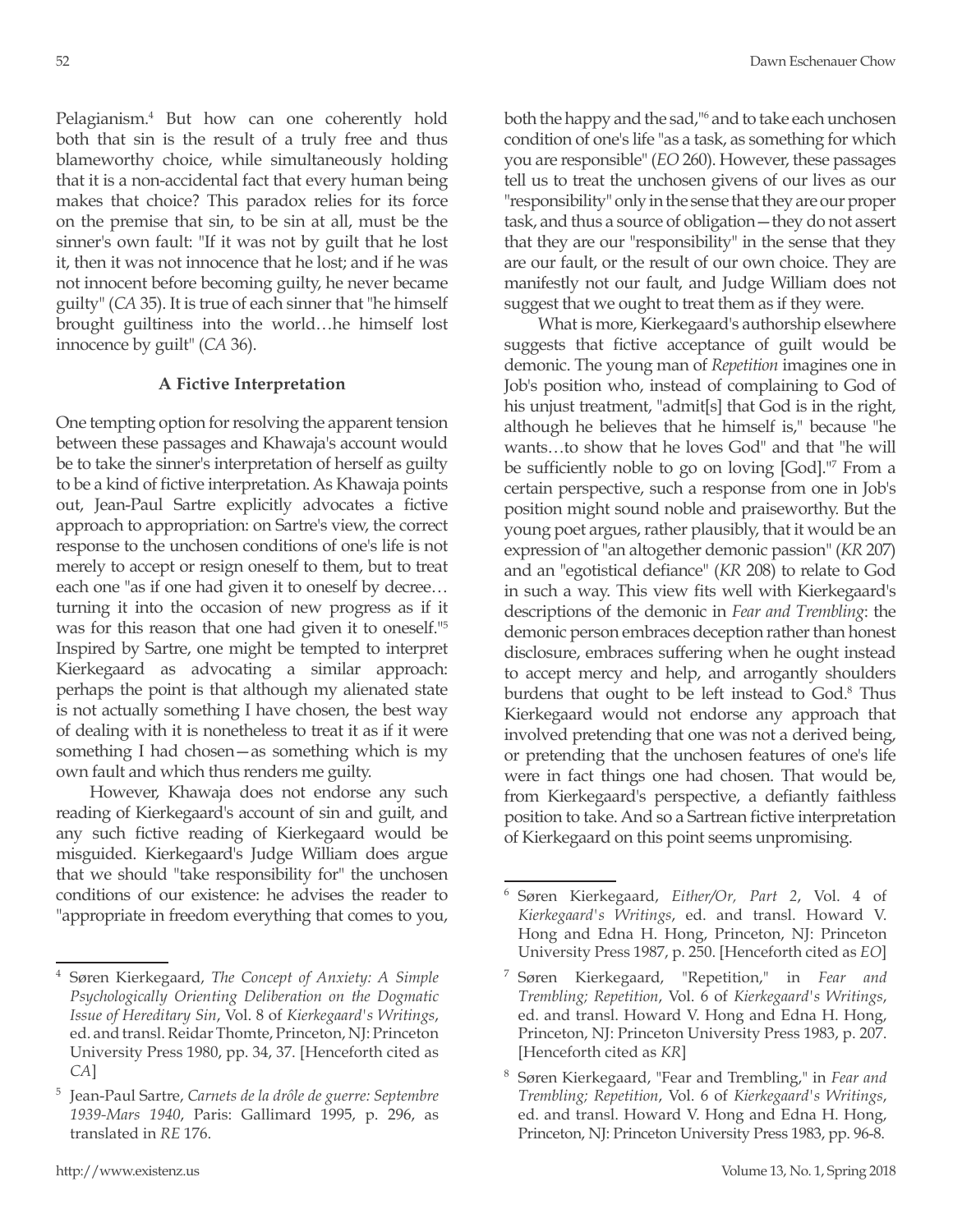Pelagianism.[4] But how can one coherently hold both that sin is the result of a truly free and thus blameworthy choice, while simultaneously holding that it is a non-accidental fact that every human being makes that choice? This paradox relies for its force on the premise that sin, to be sin at all, must be the sinner's own fault: "If it was not by guilt that he lost it, then it was not innocence that he lost; and if he was not innocent before becoming guilty, he never became guilty" (*CA* 35). It is true of each sinner that "he himself brought guiltiness into the world…he himself lost innocence by guilt" (*CA* 36).

### A Fictive Interpretation

One tempting option for resolving the apparent tension between these passages and Khawaja's account would be to take the sinner's interpretation of herself as guilty to be a kind of fictive interpretation. As Khawaja points out, Jean-Paul Sartre explicitly advocates a fictive approach to appropriation: on Sartre's view, the correct response to the unchosen conditions of one's life is not merely to accept or resign oneself to them, but to treat each one "as if one had given it to oneself by decree… turning it into the occasion of new progress as if it was for this reason that one had given it to oneself."[5] Inspired by Sartre, one might be tempted to interpret Kierkegaard as advocating a similar approach: perhaps the point is that although my alienated state is not actually something I have chosen, the best way of dealing with it is nonetheless to treat it as if it were something I had chosen—as something which is my own fault and which thus renders me guilty.

However, Khawaja does not endorse any such reading of Kierkegaard's account of sin and guilt, and any such fictive reading of Kierkegaard would be misguided. Kierkegaard's Judge William does argue that we should "take responsibility for" the unchosen conditions of our existence: he advises the reader to "appropriate in freedom everything that comes to you, both the happy and the sad,"[6] and to take each unchosen condition of one's life "as a task, as something for which you are responsible" (*EO* 260). However, these passages tell us to treat the unchosen givens of our lives as our "responsibility" only in the sense that they are our proper task, and thus a source of obligation—they do not assert that they are our "responsibility" in the sense that they are our fault, or the result of our own choice. They are manifestly not our fault, and Judge William does not suggest that we ought to treat them as if they were.

What is more, Kierkegaard's authorship elsewhere suggests that fictive acceptance of guilt would be demonic. The young man of *Repetition* imagines one in Job's position who, instead of complaining to God of his unjust treatment, "admit[s] that God is in the right, although he believes that he himself is," because "he wants…to show that he loves God" and that "he will be sufficiently noble to go on loving [God]."[7] From a certain perspective, such a response from one in Job's position might sound noble and praiseworthy. But the young poet argues, rather plausibly, that it would be an expression of "an altogether demonic passion" (*KR* 207) and an "egotistical defiance" (*KR* 208) to relate to God in such a way. This view fits well with Kierkegaard's descriptions of the demonic in *Fear and Trembling*: the demonic person embraces deception rather than honest disclosure, embraces suffering when he ought instead to accept mercy and help, and arrogantly shoulders burdens that ought to be left instead to God.[8] Thus Kierkegaard would not endorse any approach that involved pretending that one was not a derived being, or pretending that the unchosen features of one's life were in fact things one had chosen. That would be, from Kierkegaard's perspective, a defiantly faithless position to take. And so a Sartrean fictive interpretation of Kierkegaard on this point seems unpromising.

---

[4] Søren Kierkegaard, *The Concept of Anxiety: A Simple Psychologically Orienting Deliberation on the Dogmatic Issue of Hereditary Sin*, Vol. 8 of *Kierkegaard's Writings*, ed. and transl. Reidar Thomte, Princeton, NJ: Princeton University Press 1980, pp. 34, 37. [Henceforth cited as *CA*]

[5] Jean-Paul Sartre, *Carnets de la drôle de guerre: Septembre 1939-Mars 1940*, Paris: Gallimard 1995, p. 296, as translated in *RE* 176.

[6] Søren Kierkegaard, *Either/Or, Part 2*, Vol. 4 of *Kierkegaard's Writings*, ed. and transl. Howard V. Hong and Edna H. Hong, Princeton, NJ: Princeton University Press 1987, p. 250. [Henceforth cited as *EO*]

[7] Søren Kierkegaard, "Repetition," in *Fear and Trembling; Repetition*, Vol. 6 of *Kierkegaard's Writings*, ed. and transl. Howard V. Hong and Edna H. Hong, Princeton, NJ: Princeton University Press 1983, p. 207. [Henceforth cited as *KR*]

[8] Søren Kierkegaard, "Fear and Trembling," in *Fear and Trembling; Repetition*, Vol. 6 of *Kierkegaard's Writings*, ed. and transl. Howard V. Hong and Edna H. Hong, Princeton, NJ: Princeton University Press 1983, pp. 96-8.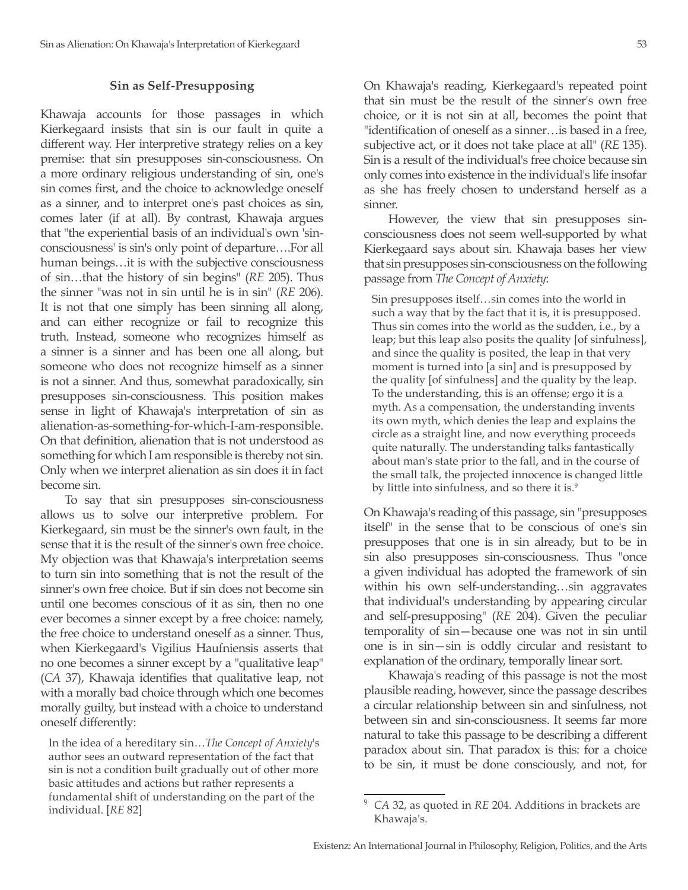### Sin as Self-Presupposing

Khawaja accounts for those passages in which Kierkegaard insists that sin is our fault in quite a different way. Her interpretive strategy relies on a key premise: that sin presupposes sin-consciousness. On a more ordinary religious understanding of sin, one's sin comes first, and the choice to acknowledge oneself as a sinner, and to interpret one's past choices as sin, comes later (if at all). By contrast, Khawaja argues that "the experiential basis of an individual's own 'sin-consciousness' is sin's only point of departure….For all human beings…it is with the subjective consciousness of sin…that the history of sin begins" (*RE* 205). Thus the sinner "was not in sin until he is in sin" (*RE* 206). It is not that one simply has been sinning all along, and can either recognize or fail to recognize this truth. Instead, someone who recognizes himself as a sinner is a sinner and has been one all along, but someone who does not recognize himself as a sinner is not a sinner. And thus, somewhat paradoxically, sin presupposes sin-consciousness. This position makes sense in light of Khawaja's interpretation of sin as alienation-as-something-for-which-I-am-responsible. On that definition, alienation that is not understood as something for which I am responsible is thereby not sin. Only when we interpret alienation as sin does it in fact become sin.

To say that sin presupposes sin-consciousness allows us to solve our interpretive problem. For Kierkegaard, sin must be the sinner's own fault, in the sense that it is the result of the sinner's own free choice. My objection was that Khawaja's interpretation seems to turn sin into something that is not the result of the sinner's own free choice. But if sin does not become sin until one becomes conscious of it as sin, then no one ever becomes a sinner except by a free choice: namely, the free choice to understand oneself as a sinner. Thus, when Kierkegaard's Vigilius Haufniensis asserts that no one becomes a sinner except by a "qualitative leap" (*CA* 37), Khawaja identifies that qualitative leap, not with a morally bad choice through which one becomes morally guilty, but instead with a choice to understand oneself differently:

> In the idea of a hereditary sin…*The Concept of Anxiety*'s author sees an outward representation of the fact that sin is not a condition built gradually out of other more basic attitudes and actions but rather represents a fundamental shift of understanding on the part of the individual. [*RE* 82]

On Khawaja's reading, Kierkegaard's repeated point that sin must be the result of the sinner's own free choice, or it is not sin at all, becomes the point that "identification of oneself as a sinner…is based in a free, subjective act, or it does not take place at all" (*RE* 135). Sin is a result of the individual's free choice because sin only comes into existence in the individual's life insofar as she has freely chosen to understand herself as a sinner.

However, the view that sin presupposes sin-consciousness does not seem well-supported by what Kierkegaard says about sin. Khawaja bases her view that sin presupposes sin-consciousness on the following passage from *The Concept of Anxiety*:

> Sin presupposes itself…sin comes into the world in such a way that by the fact that it is, it is presupposed. Thus sin comes into the world as the sudden, i.e., by a leap; but this leap also posits the quality [of sinfulness], and since the quality is posited, the leap in that very moment is turned into [a sin] and is presupposed by the quality [of sinfulness] and the quality by the leap. To the understanding, this is an offense; ergo it is a myth. As a compensation, the understanding invents its own myth, which denies the leap and explains the circle as a straight line, and now everything proceeds quite naturally. The understanding talks fantastically about man's state prior to the fall, and in the course of the small talk, the projected innocence is changed little by little into sinfulness, and so there it is.[9]

On Khawaja's reading of this passage, sin "presupposes itself" in the sense that to be conscious of one's sin presupposes that one is in sin already, but to be in sin also presupposes sin-consciousness. Thus "once a given individual has adopted the framework of sin within his own self-understanding…sin aggravates that individual's understanding by appearing circular and self-presupposing" (*RE* 204). Given the peculiar temporality of sin—because one was not in sin until one is in sin—sin is oddly circular and resistant to explanation of the ordinary, temporally linear sort.

Khawaja's reading of this passage is not the most plausible reading, however, since the passage describes a circular relationship between sin and sinfulness, not between sin and sin-consciousness. It seems far more natural to take this passage to be describing a different paradox about sin. That paradox is this: for a choice to be sin, it must be done consciously, and not, for

---

[9] *CA* 32, as quoted in *RE* 204. Additions in brackets are Khawaja's.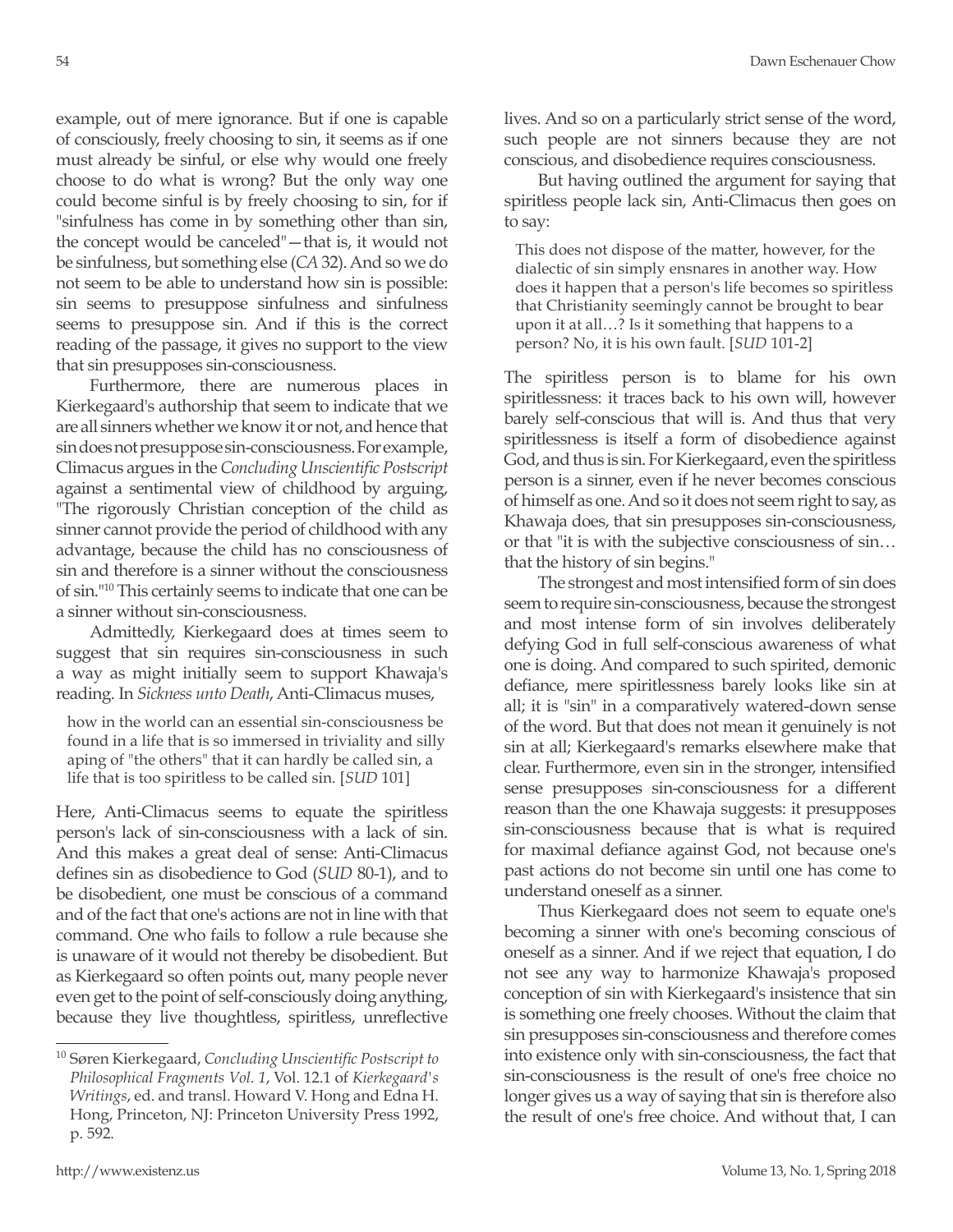example, out of mere ignorance. But if one is capable of consciously, freely choosing to sin, it seems as if one must already be sinful, or else why would one freely choose to do what is wrong? But the only way one could become sinful is by freely choosing to sin, for if "sinfulness has come in by something other than sin, the concept would be canceled"—that is, it would not be sinfulness, but something else (*CA* 32). And so we do not seem to be able to understand how sin is possible: sin seems to presuppose sinfulness and sinfulness seems to presuppose sin. And if this is the correct reading of the passage, it gives no support to the view that sin presupposes sin-consciousness.

Furthermore, there are numerous places in Kierkegaard's authorship that seem to indicate that we are all sinners whether we know it or not, and hence that sin does not presuppose sin-consciousness. For example, Climacus argues in the *Concluding Unscientific Postscript* against a sentimental view of childhood by arguing, "The rigorously Christian conception of the child as sinner cannot provide the period of childhood with any advantage, because the child has no consciousness of sin and therefore is a sinner without the consciousness of sin."[10] This certainly seems to indicate that one can be a sinner without sin-consciousness.

Admittedly, Kierkegaard does at times seem to suggest that sin requires sin-consciousness in such a way as might initially seem to support Khawaja's reading. In *Sickness unto Death*, Anti-Climacus muses,

> how in the world can an essential sin-consciousness be found in a life that is so immersed in triviality and silly aping of "the others" that it can hardly be called sin, a life that is too spiritless to be called sin. [*SUD* 101]

Here, Anti-Climacus seems to equate the spiritless person's lack of sin-consciousness with a lack of sin. And this makes a great deal of sense: Anti-Climacus defines sin as disobedience to God (*SUD* 80-1), and to be disobedient, one must be conscious of a command and of the fact that one's actions are not in line with that command. One who fails to follow a rule because she is unaware of it would not thereby be disobedient. But as Kierkegaard so often points out, many people never even get to the point of self-consciously doing anything, because they live thoughtless, spiritless, unreflective lives. And so on a particularly strict sense of the word, such people are not sinners because they are not conscious, and disobedience requires consciousness.

But having outlined the argument for saying that spiritless people lack sin, Anti-Climacus then goes on to say:

> This does not dispose of the matter, however, for the dialectic of sin simply ensnares in another way. How does it happen that a person's life becomes so spiritless that Christianity seemingly cannot be brought to bear upon it at all…? Is it something that happens to a person? No, it is his own fault. [*SUD* 101-2]

The spiritless person is to blame for his own spiritlessness: it traces back to his own will, however barely self-conscious that will is. And thus that very spiritlessness is itself a form of disobedience against God, and thus is sin. For Kierkegaard, even the spiritless person is a sinner, even if he never becomes conscious of himself as one. And so it does not seem right to say, as Khawaja does, that sin presupposes sin-consciousness, or that "it is with the subjective consciousness of sin… that the history of sin begins."

The strongest and most intensified form of sin does seem to require sin-consciousness, because the strongest and most intense form of sin involves deliberately defying God in full self-conscious awareness of what one is doing. And compared to such spirited, demonic defiance, mere spiritlessness barely looks like sin at all; it is "sin" in a comparatively watered-down sense of the word. But that does not mean it genuinely is not sin at all; Kierkegaard's remarks elsewhere make that clear. Furthermore, even sin in the stronger, intensified sense presupposes sin-consciousness for a different reason than the one Khawaja suggests: it presupposes sin-consciousness because that is what is required for maximal defiance against God, not because one's past actions do not become sin until one has come to understand oneself as a sinner.

Thus Kierkegaard does not seem to equate one's becoming a sinner with one's becoming conscious of oneself as a sinner. And if we reject that equation, I do not see any way to harmonize Khawaja's proposed conception of sin with Kierkegaard's insistence that sin is something one freely chooses. Without the claim that sin presupposes sin-consciousness and therefore comes into existence only with sin-consciousness, the fact that sin-consciousness is the result of one's free choice no longer gives us a way of saying that sin is therefore also the result of one's free choice. And without that, I can

[10] Søren Kierkegaard, *Concluding Unscientific Postscript to Philosophical Fragments Vol. 1*, Vol. 12.1 of *Kierkegaard's Writings*, ed. and transl. Howard V. Hong and Edna H. Hong, Princeton, NJ: Princeton University Press 1992, p. 592.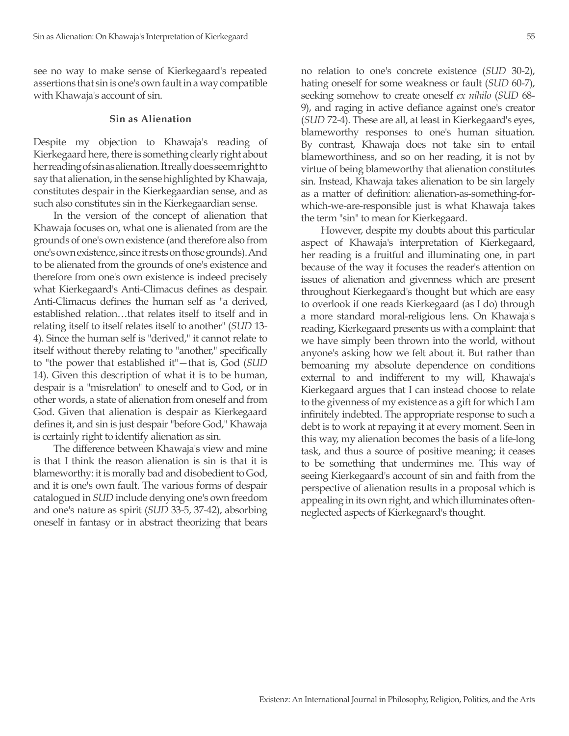see no way to make sense of Kierkegaard's repeated assertions that sin is one's own fault in a way compatible with Khawaja's account of sin.

### Sin as Alienation

Despite my objection to Khawaja's reading of Kierkegaard here, there is something clearly right about her reading of sin as alienation. It really does seem right to say that alienation, in the sense highlighted by Khawaja, constitutes despair in the Kierkegaardian sense, and as such also constitutes sin in the Kierkegaardian sense.

In the version of the concept of alienation that Khawaja focuses on, what one is alienated from are the grounds of one's own existence (and therefore also from one's own existence, since it rests on those grounds). And to be alienated from the grounds of one's existence and therefore from one's own existence is indeed precisely what Kierkegaard's Anti-Climacus defines as despair. Anti-Climacus defines the human self as "a derived, established relation…that relates itself to itself and in relating itself to itself relates itself to another" (*SUD* 13-4). Since the human self is "derived," it cannot relate to itself without thereby relating to "another," specifically to "the power that established it"—that is, God (*SUD* 14). Given this description of what it is to be human, despair is a "misrelation" to oneself and to God, or in other words, a state of alienation from oneself and from God. Given that alienation is despair as Kierkegaard defines it, and sin is just despair "before God," Khawaja is certainly right to identify alienation as sin.

The difference between Khawaja's view and mine is that I think the reason alienation is sin is that it is blameworthy: it is morally bad and disobedient to God, and it is one's own fault. The various forms of despair catalogued in *SUD* include denying one's own freedom and one's nature as spirit (*SUD* 33-5, 37-42), absorbing oneself in fantasy or in abstract theorizing that bears no relation to one's concrete existence (*SUD* 30-2), hating oneself for some weakness or fault (*SUD* 60-7), seeking somehow to create oneself *ex nihilo* (*SUD* 68-9), and raging in active defiance against one's creator (*SUD* 72-4). These are all, at least in Kierkegaard's eyes, blameworthy responses to one's human situation. By contrast, Khawaja does not take sin to entail blameworthiness, and so on her reading, it is not by virtue of being blameworthy that alienation constitutes sin. Instead, Khawaja takes alienation to be sin largely as a matter of definition: alienation-as-something-for-which-we-are-responsible just is what Khawaja takes the term "sin" to mean for Kierkegaard.

However, despite my doubts about this particular aspect of Khawaja's interpretation of Kierkegaard, her reading is a fruitful and illuminating one, in part because of the way it focuses the reader's attention on issues of alienation and givenness which are present throughout Kierkegaard's thought but which are easy to overlook if one reads Kierkegaard (as I do) through a more standard moral-religious lens. On Khawaja's reading, Kierkegaard presents us with a complaint: that we have simply been thrown into the world, without anyone's asking how we felt about it. But rather than bemoaning my absolute dependence on conditions external to and indifferent to my will, Khawaja's Kierkegaard argues that I can instead choose to relate to the givenness of my existence as a gift for which I am infinitely indebted. The appropriate response to such a debt is to work at repaying it at every moment. Seen in this way, my alienation becomes the basis of a life-long task, and thus a source of positive meaning; it ceases to be something that undermines me. This way of seeing Kierkegaard's account of sin and faith from the perspective of alienation results in a proposal which is appealing in its own right, and which illuminates often-neglected aspects of Kierkegaard's thought.